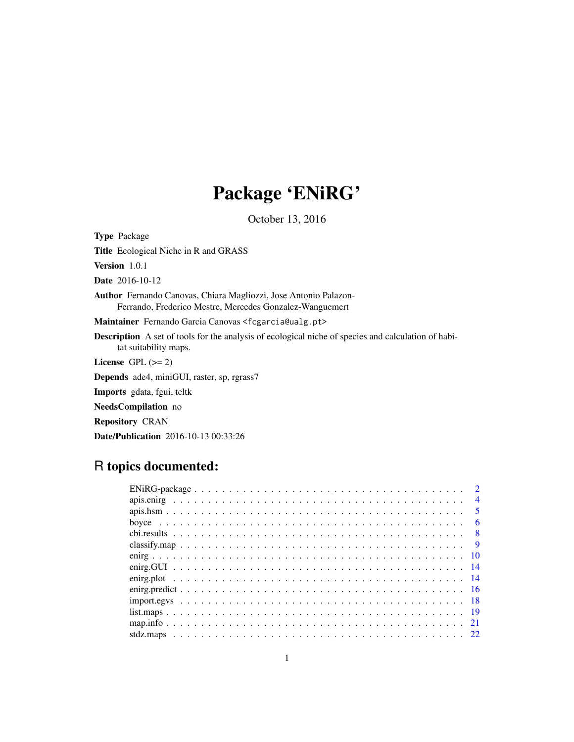# Package 'ENiRG'

October 13, 2016

**Type** Package

**Title** Ecological Niche in R and GRASS

**Version** 1.0.1

**Date** 2016-10-12

**Author** Fernando Canovas, Chiara Magliozzi, Jose Antonio Palazon-Ferrando, Frederico Mestre, Mercedes Gonzalez-Wanguemert

**Maintainer** Fernando Garcia Canovas <fcgarcia@ualg.pt>

**Description** A set of tools for the analysis of ecological niche of species and calculation of habitat suitability maps.

**License** GPL (>= 2)

**Depends** ade4, miniGUI, raster, sp, rgrass7

**Imports** gdata, fgui, tcltk

**NeedsCompilation** no

**Repository** CRAN

**Date/Publication** 2016-10-13 00:33:26

## R topics documented:

| | |
|---|---|
| ENiRG-package | 2 |
| apis.enirg | 4 |
| apis.hsm | 5 |
| boyce | 6 |
| cbi.results | 8 |
| classify.map | 9 |
| enirg | 10 |
| enirg.GUI | 14 |
| enirg.plot | 14 |
| enirg.predict | 16 |
| import.egvs | 18 |
| list.maps | 19 |
| map.info | 21 |
| stdz.maps | 22 |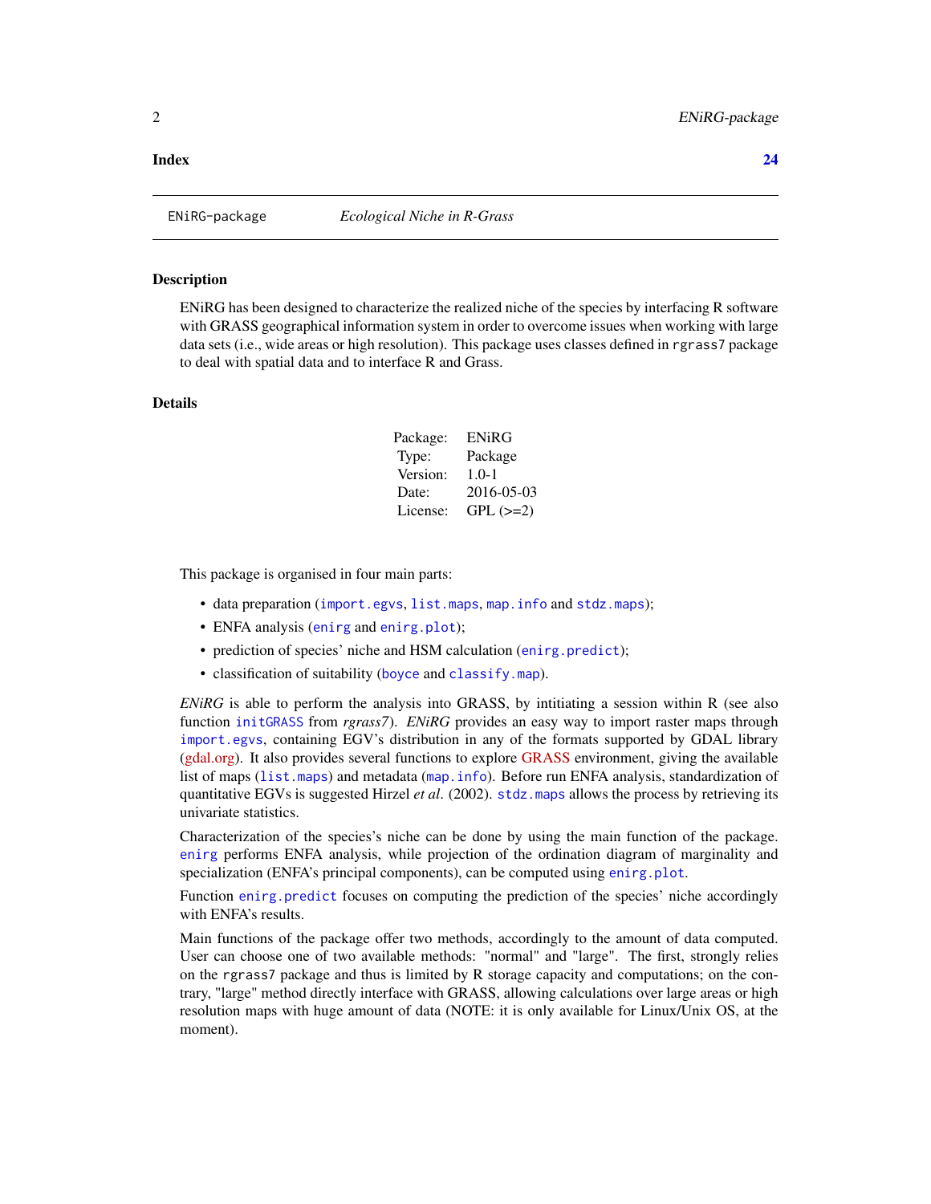**Index** **24**

---

ENiRG-package *Ecological Niche in R-Grass*

---

### Description

ENiRG has been designed to characterize the realized niche of the species by interfacing R software with GRASS geographical information system in order to overcome issues when working with large data sets (i.e., wide areas or high resolution). This package uses classes defined in `rgrass7` package to deal with spatial data and to interface R and Grass.

### Details

| Package: | ENiRG |
|---|---|
| Type: | Package |
| Version: | 1.0-1 |
| Date: | 2016-05-03 |
| License: | GPL (>=2) |

This package is organised in four main parts:

- data preparation (`import.egvs`, `list.maps`, `map.info` and `stdz.maps`);
- ENFA analysis (`enirg` and `enirg.plot`);
- prediction of species' niche and HSM calculation (`enirg.predict`);
- classification of suitability (`boyce` and `classify.map`).

*ENiRG* is able to perform the analysis into GRASS, by intitiating a session within R (see also function `initGRASS` from *rgrass7*). *ENiRG* provides an easy way to import raster maps through `import.egvs`, containing EGV's distribution in any of the formats supported by GDAL library (gdal.org). It also provides several functions to explore GRASS environment, giving the available list of maps (`list.maps`) and metadata (`map.info`). Before run ENFA analysis, standardization of quantitative EGVs is suggested Hirzel *et al*. (2002). `stdz.maps` allows the process by retrieving its univariate statistics.

Characterization of the species's niche can be done by using the main function of the package. `enirg` performs ENFA analysis, while projection of the ordination diagram of marginality and specialization (ENFA's principal components), can be computed using `enirg.plot`.

Function `enirg.predict` focuses on computing the prediction of the species' niche accordingly with ENFA's results.

Main functions of the package offer two methods, accordingly to the amount of data computed. User can choose one of two available methods: "normal" and "large". The first, strongly relies on the `rgrass7` package and thus is limited by R storage capacity and computations; on the contrary, "large" method directly interface with GRASS, allowing calculations over large areas or high resolution maps with huge amount of data (NOTE: it is only available for Linux/Unix OS, at the moment).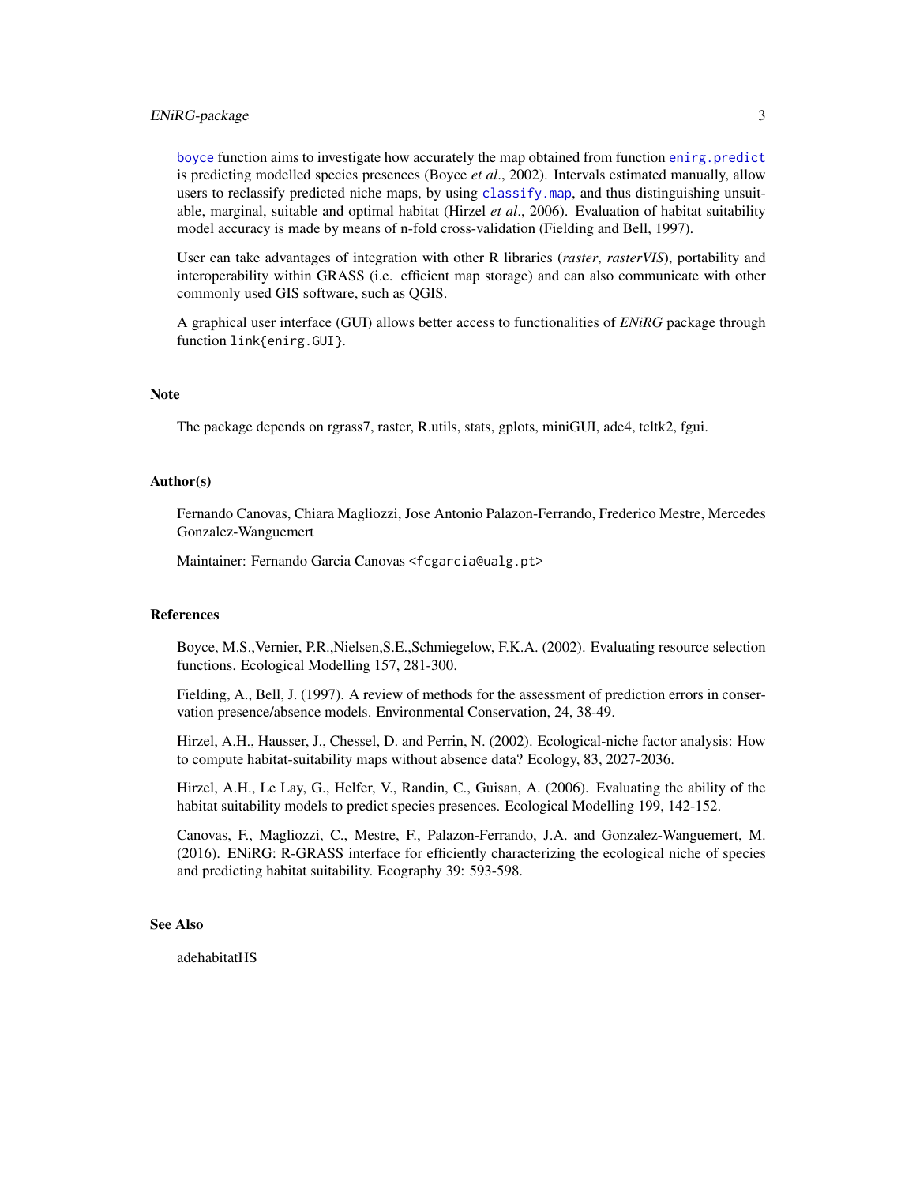`boyce` function aims to investigate how accurately the map obtained from function `enirg.predict` is predicting modelled species presences (Boyce *et al*., 2002). Intervals estimated manually, allow users to reclassify predicted niche maps, by using `classify.map`, and thus distinguishing unsuitable, marginal, suitable and optimal habitat (Hirzel *et al*., 2006). Evaluation of habitat suitability model accuracy is made by means of n-fold cross-validation (Fielding and Bell, 1997).

User can take advantages of integration with other R libraries (*raster*, *rasterVIS*), portability and interoperability within GRASS (i.e. efficient map storage) and can also communicate with other commonly used GIS software, such as QGIS.

A graphical user interface (GUI) allows better access to functionalities of *ENiRG* package through function `link{enirg.GUI}`.

## Note

The package depends on rgrass7, raster, R.utils, stats, gplots, miniGUI, ade4, tcltk2, fgui.

## Author(s)

Fernando Canovas, Chiara Magliozzi, Jose Antonio Palazon-Ferrando, Frederico Mestre, Mercedes Gonzalez-Wanguemert

Maintainer: Fernando Garcia Canovas <fcgarcia@ualg.pt>

## References

Boyce, M.S.,Vernier, P.R.,Nielsen,S.E.,Schmiegelow, F.K.A. (2002). Evaluating resource selection functions. Ecological Modelling 157, 281-300.

Fielding, A., Bell, J. (1997). A review of methods for the assessment of prediction errors in conservation presence/absence models. Environmental Conservation, 24, 38-49.

Hirzel, A.H., Hausser, J., Chessel, D. and Perrin, N. (2002). Ecological-niche factor analysis: How to compute habitat-suitability maps without absence data? Ecology, 83, 2027-2036.

Hirzel, A.H., Le Lay, G., Helfer, V., Randin, C., Guisan, A. (2006). Evaluating the ability of the habitat suitability models to predict species presences. Ecological Modelling 199, 142-152.

Canovas, F., Magliozzi, C., Mestre, F., Palazon-Ferrando, J.A. and Gonzalez-Wanguemert, M. (2016). ENiRG: R-GRASS interface for efficiently characterizing the ecological niche of species and predicting habitat suitability. Ecography 39: 593-598.

## See Also

adehabitatHS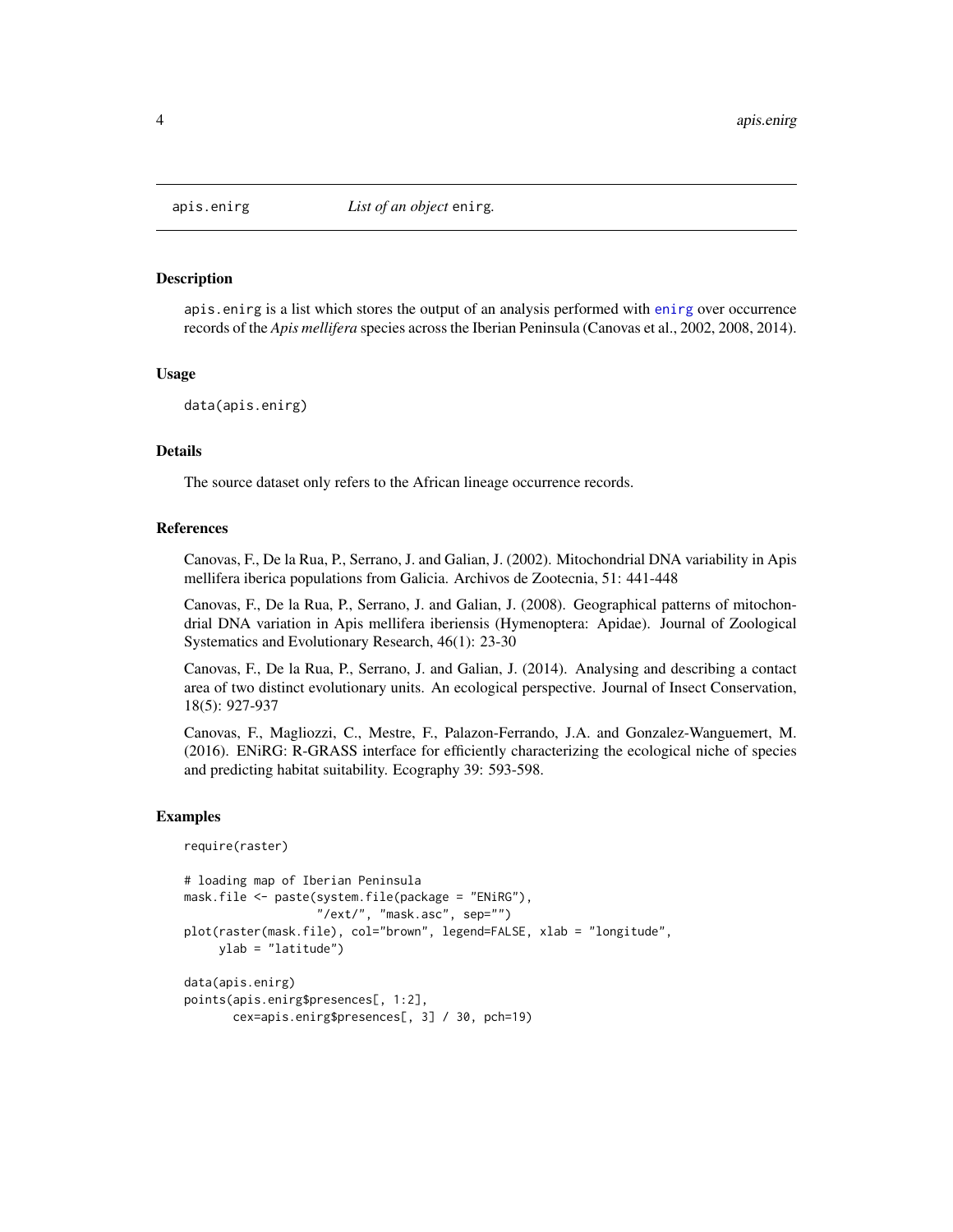## apis.enirg — *List of an object* `enirg`.

### Description

apis.enirg is a list which stores the output of an analysis performed with enirg over occurrence records of the *Apis mellifera* species across the Iberian Peninsula (Canovas et al., 2002, 2008, 2014).

### Usage

```
data(apis.enirg)
```

### Details

The source dataset only refers to the African lineage occurrence records.

### References

Canovas, F., De la Rua, P., Serrano, J. and Galian, J. (2002). Mitochondrial DNA variability in Apis mellifera iberica populations from Galicia. Archivos de Zootecnia, 51: 441-448

Canovas, F., De la Rua, P., Serrano, J. and Galian, J. (2008). Geographical patterns of mitochondrial DNA variation in Apis mellifera iberiensis (Hymenoptera: Apidae). Journal of Zoological Systematics and Evolutionary Research, 46(1): 23-30

Canovas, F., De la Rua, P., Serrano, J. and Galian, J. (2014). Analysing and describing a contact area of two distinct evolutionary units. An ecological perspective. Journal of Insect Conservation, 18(5): 927-937

Canovas, F., Magliozzi, C., Mestre, F., Palazon-Ferrando, J.A. and Gonzalez-Wanguemert, M. (2016). ENiRG: R-GRASS interface for efficiently characterizing the ecological niche of species and predicting habitat suitability. Ecography 39: 593-598.

### Examples

```
require(raster)

# loading map of Iberian Peninsula
mask.file <- paste(system.file(package = "ENiRG"),
                   "/ext/", "mask.asc", sep="")
plot(raster(mask.file), col="brown", legend=FALSE, xlab = "longitude",
     ylab = "latitude")

data(apis.enirg)
points(apis.enirg$presences[, 1:2],
       cex=apis.enirg$presences[, 3] / 30, pch=19)
```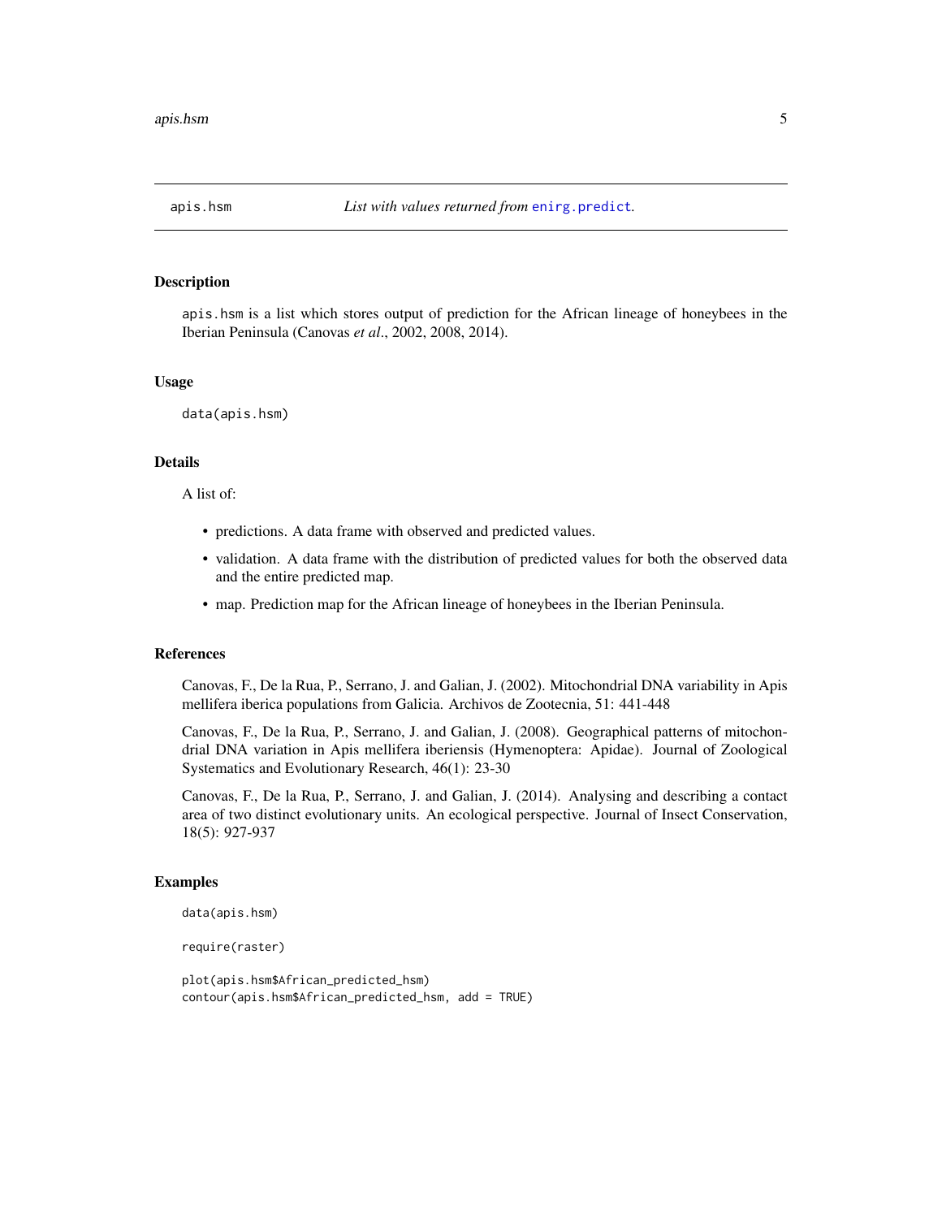## apis.hsm — *List with values returned from* `enirg.predict`.

### Description

`apis.hsm` is a list which stores output of prediction for the African lineage of honeybees in the Iberian Peninsula (Canovas *et al*., 2002, 2008, 2014).

### Usage

```
data(apis.hsm)
```

### Details

A list of:

- predictions. A data frame with observed and predicted values.
- validation. A data frame with the distribution of predicted values for both the observed data and the entire predicted map.
- map. Prediction map for the African lineage of honeybees in the Iberian Peninsula.

### References

Canovas, F., De la Rua, P., Serrano, J. and Galian, J. (2002). Mitochondrial DNA variability in Apis mellifera iberica populations from Galicia. Archivos de Zootecnia, 51: 441-448

Canovas, F., De la Rua, P., Serrano, J. and Galian, J. (2008). Geographical patterns of mitochondrial DNA variation in Apis mellifera iberiensis (Hymenoptera: Apidae). Journal of Zoological Systematics and Evolutionary Research, 46(1): 23-30

Canovas, F., De la Rua, P., Serrano, J. and Galian, J. (2014). Analysing and describing a contact area of two distinct evolutionary units. An ecological perspective. Journal of Insect Conservation, 18(5): 927-937

### Examples

```
data(apis.hsm)

require(raster)

plot(apis.hsm$African_predicted_hsm)
contour(apis.hsm$African_predicted_hsm, add = TRUE)
```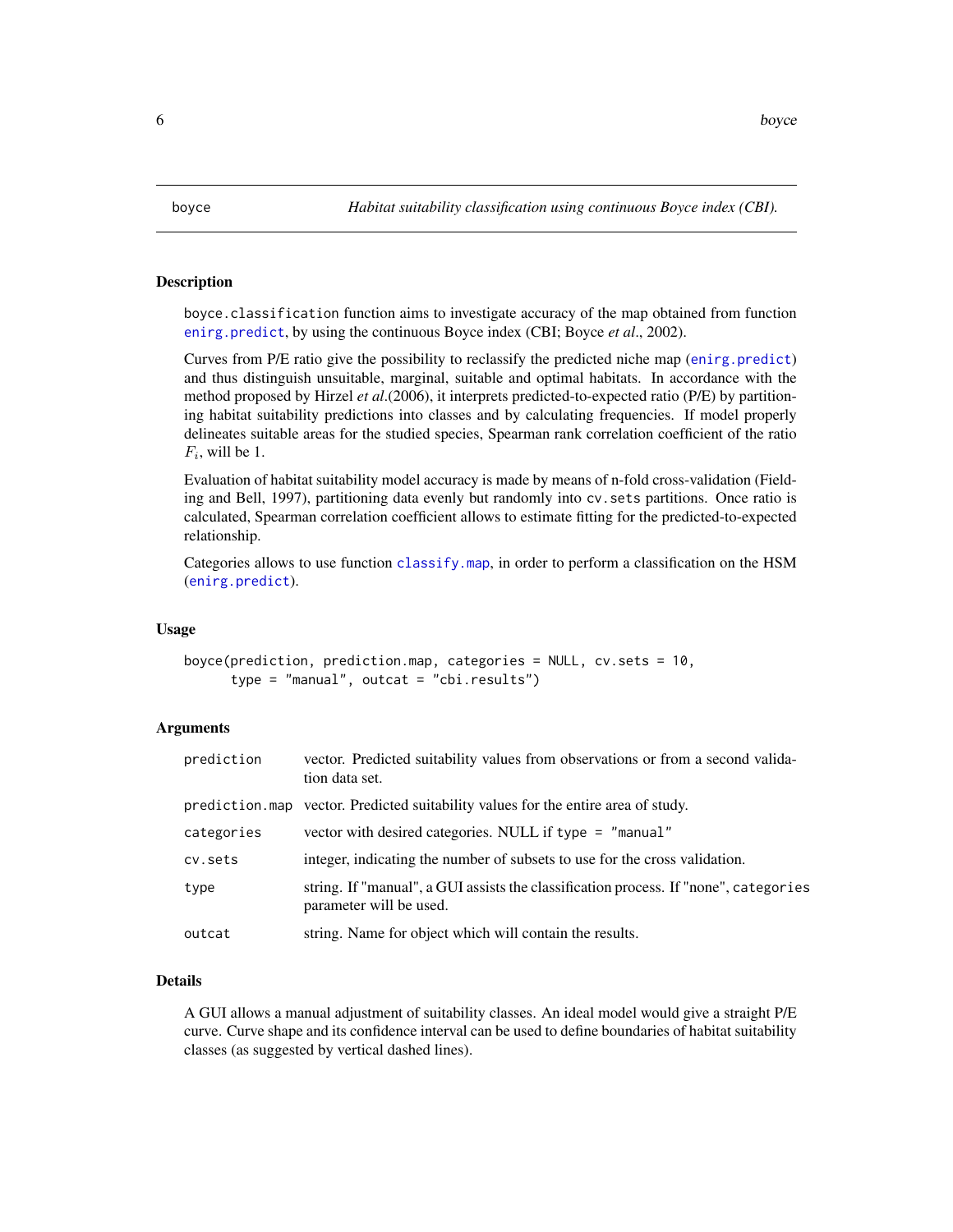# boce

boyce | *Habitat suitability classification using continuous Boyce index (CBI).*
---|---

## Description

boyce.classification function aims to investigate accuracy of the map obtained from function enirg.predict, by using the continuous Boyce index (CBI; Boyce *et al*., 2002).

Curves from P/E ratio give the possibility to reclassify the predicted niche map (enirg.predict) and thus distinguish unsuitable, marginal, suitable and optimal habitats. In accordance with the method proposed by Hirzel *et al*.(2006), it interprets predicted-to-expected ratio (P/E) by partitioning habitat suitability predictions into classes and by calculating frequencies. If model properly delineates suitable areas for the studied species, Spearman rank correlation coefficient of the ratio $F_i$, will be 1.

Evaluation of habitat suitability model accuracy is made by means of n-fold cross-validation (Fielding and Bell, 1997), partitioning data evenly but randomly into cv.sets partitions. Once ratio is calculated, Spearman correlation coefficient allows to estimate fitting for the predicted-to-expected relationship.

Categories allows to use function classify.map, in order to perform a classification on the HSM (enirg.predict).

## Usage

```
boyce(prediction, prediction.map, categories = NULL, cv.sets = 10,
      type = "manual", outcat = "cbi.results")
```

## Arguments

| | |
|---|---|
| prediction | vector. Predicted suitability values from observations or from a second validation data set. |
| prediction.map | vector. Predicted suitability values for the entire area of study. |
| categories | vector with desired categories. NULL if type = "manual" |
| cv.sets | integer, indicating the number of subsets to use for the cross validation. |
| type | string. If "manual", a GUI assists the classification process. If "none", categories parameter will be used. |
| outcat | string. Name for object which will contain the results. |

## Details

A GUI allows a manual adjustment of suitability classes. An ideal model would give a straight P/E curve. Curve shape and its confidence interval can be used to define boundaries of habitat suitability classes (as suggested by vertical dashed lines).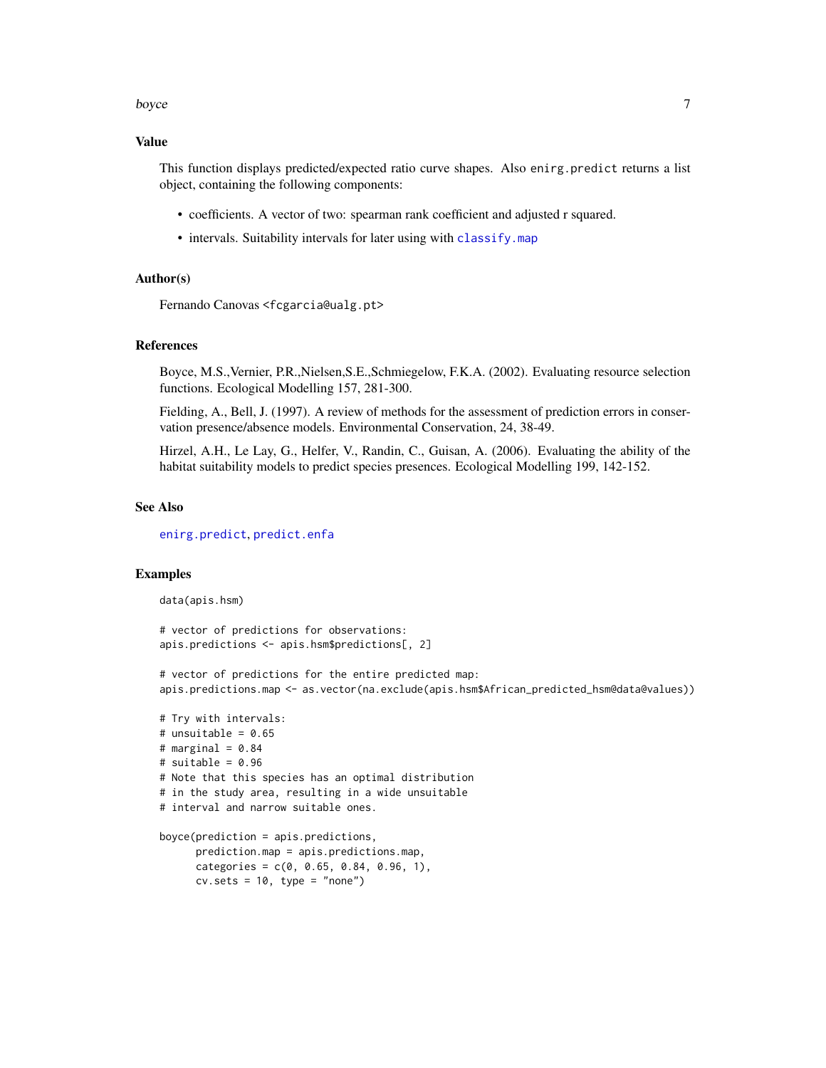## Value

This function displays predicted/expected ratio curve shapes. Also `enirg.predict` returns a list object, containing the following components:

- coefficients. A vector of two: spearman rank coefficient and adjusted r squared.
- intervals. Suitability intervals for later using with `classify.map`

## Author(s)

Fernando Canovas <fcgarcia@ualg.pt>

## References

Boyce, M.S.,Vernier, P.R.,Nielsen,S.E.,Schmiegelow, F.K.A. (2002). Evaluating resource selection functions. Ecological Modelling 157, 281-300.

Fielding, A., Bell, J. (1997). A review of methods for the assessment of prediction errors in conservation presence/absence models. Environmental Conservation, 24, 38-49.

Hirzel, A.H., Le Lay, G., Helfer, V., Randin, C., Guisan, A. (2006). Evaluating the ability of the habitat suitability models to predict species presences. Ecological Modelling 199, 142-152.

## See Also

`enirg.predict`, `predict.enfa`

## Examples

```
data(apis.hsm)

# vector of predictions for observations:
apis.predictions <- apis.hsm$predictions[, 2]

# vector of predictions for the entire predicted map:
apis.predictions.map <- as.vector(na.exclude(apis.hsm$African_predicted_hsm@data@values))

# Try with intervals:
# unsuitable = 0.65
# marginal = 0.84
# suitable = 0.96
# Note that this species has an optimal distribution
# in the study area, resulting in a wide unsuitable
# interval and narrow suitable ones.

boyce(prediction = apis.predictions,
      prediction.map = apis.predictions.map,
      categories = c(0, 0.65, 0.84, 0.96, 1),
      cv.sets = 10, type = "none")
```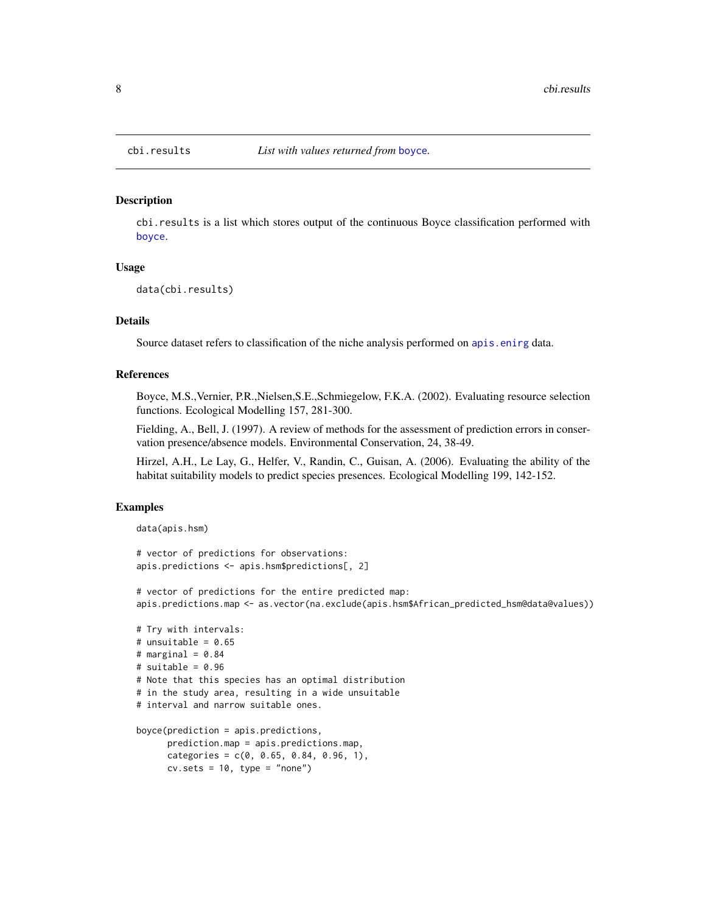# cbi.results — *List with values returned from* boyce.

## Description

cbi.results is a list which stores output of the continuous Boyce classification performed with boyce.

## Usage

```
data(cbi.results)
```

## Details

Source dataset refers to classification of the niche analysis performed on apis.enirg data.

## References

Boyce, M.S.,Vernier, P.R.,Nielsen,S.E.,Schmiegelow, F.K.A. (2002). Evaluating resource selection functions. Ecological Modelling 157, 281-300.

Fielding, A., Bell, J. (1997). A review of methods for the assessment of prediction errors in conservation presence/absence models. Environmental Conservation, 24, 38-49.

Hirzel, A.H., Le Lay, G., Helfer, V., Randin, C., Guisan, A. (2006). Evaluating the ability of the habitat suitability models to predict species presences. Ecological Modelling 199, 142-152.

## Examples

```
data(apis.hsm)

# vector of predictions for observations:
apis.predictions <- apis.hsm$predictions[, 2]

# vector of predictions for the entire predicted map:
apis.predictions.map <- as.vector(na.exclude(apis.hsm$African_predicted_hsm@data@values))

# Try with intervals:
# unsuitable = 0.65
# marginal = 0.84
# suitable = 0.96
# Note that this species has an optimal distribution
# in the study area, resulting in a wide unsuitable
# interval and narrow suitable ones.

boyce(prediction = apis.predictions,
      prediction.map = apis.predictions.map,
      categories = c(0, 0.65, 0.84, 0.96, 1),
      cv.sets = 10, type = "none")
```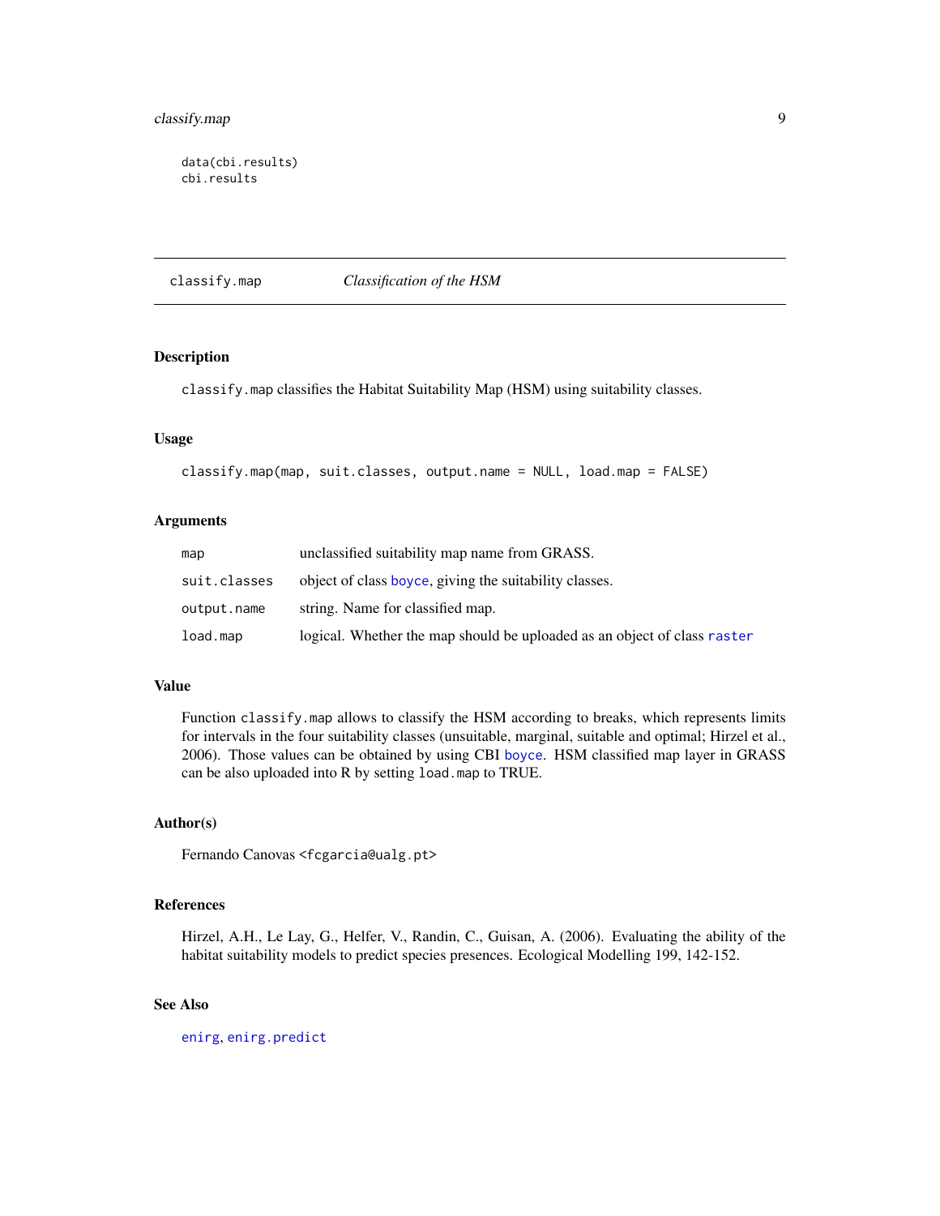```
data(cbi.results)
cbi.results
```

## classify.map    *Classification of the HSM*

### Description

`classify.map` classifies the Habitat Suitability Map (HSM) using suitability classes.

### Usage

```
classify.map(map, suit.classes, output.name = NULL, load.map = FALSE)
```

### Arguments

| | |
|---|---|
| `map` | unclassified suitability map name from GRASS. |
| `suit.classes` | object of class `boyce`, giving the suitability classes. |
| `output.name` | string. Name for classified map. |
| `load.map` | logical. Whether the map should be uploaded as an object of class `raster` |

### Value

Function `classify.map` allows to classify the HSM according to breaks, which represents limits for intervals in the four suitability classes (unsuitable, marginal, suitable and optimal; Hirzel et al., 2006). Those values can be obtained by using CBI `boyce`. HSM classified map layer in GRASS can be also uploaded into R by setting `load.map` to TRUE.

### Author(s)

Fernando Canovas <fcgarcia@ualg.pt>

### References

Hirzel, A.H., Le Lay, G., Helfer, V., Randin, C., Guisan, A. (2006). Evaluating the ability of the habitat suitability models to predict species presences. Ecological Modelling 199, 142-152.

### See Also

`enirg`, `enirg.predict`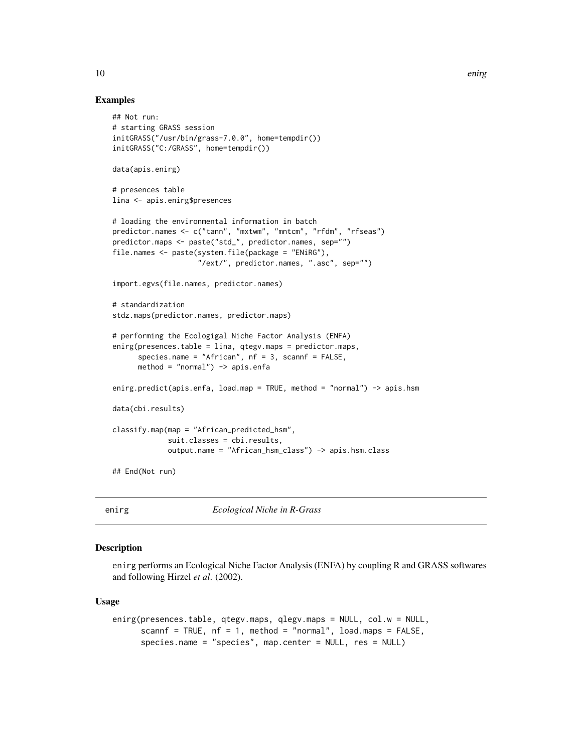## Examples

```
## Not run:
# starting GRASS session
initGRASS("/usr/bin/grass-7.0.0", home=tempdir())
initGRASS("C:/GRASS", home=tempdir())

data(apis.enirg)

# presences table
lina <- apis.enirg$presences

# loading the environmental information in batch
predictor.names <- c("tann", "mxtwm", "mntcm", "rfdm", "rfseas")
predictor.maps <- paste("std_", predictor.names, sep="")
file.names <- paste(system.file(package = "ENiRG"),
                    "/ext/", predictor.names, ".asc", sep="")

import.egvs(file.names, predictor.names)

# standardization
stdz.maps(predictor.names, predictor.maps)

# performing the Ecologigal Niche Factor Analysis (ENFA)
enirg(presences.table = lina, qtegv.maps = predictor.maps,
      species.name = "African", nf = 3, scannf = FALSE,
      method = "normal") -> apis.enfa

enirg.predict(apis.enfa, load.map = TRUE, method = "normal") -> apis.hsm

data(cbi.results)

classify.map(map = "African_predicted_hsm",
             suit.classes = cbi.results,
             output.name = "African_hsm_class") -> apis.hsm.class

## End(Not run)
```

---

`enirg` *Ecological Niche in R-Grass*

---

## Description

`enirg` performs an Ecological Niche Factor Analysis (ENFA) by coupling R and GRASS softwares and following Hirzel *et al*. (2002).

## Usage

```
enirg(presences.table, qtegv.maps, qlegv.maps = NULL, col.w = NULL,
      scannf = TRUE, nf = 1, method = "normal", load.maps = FALSE,
      species.name = "species", map.center = NULL, res = NULL)
```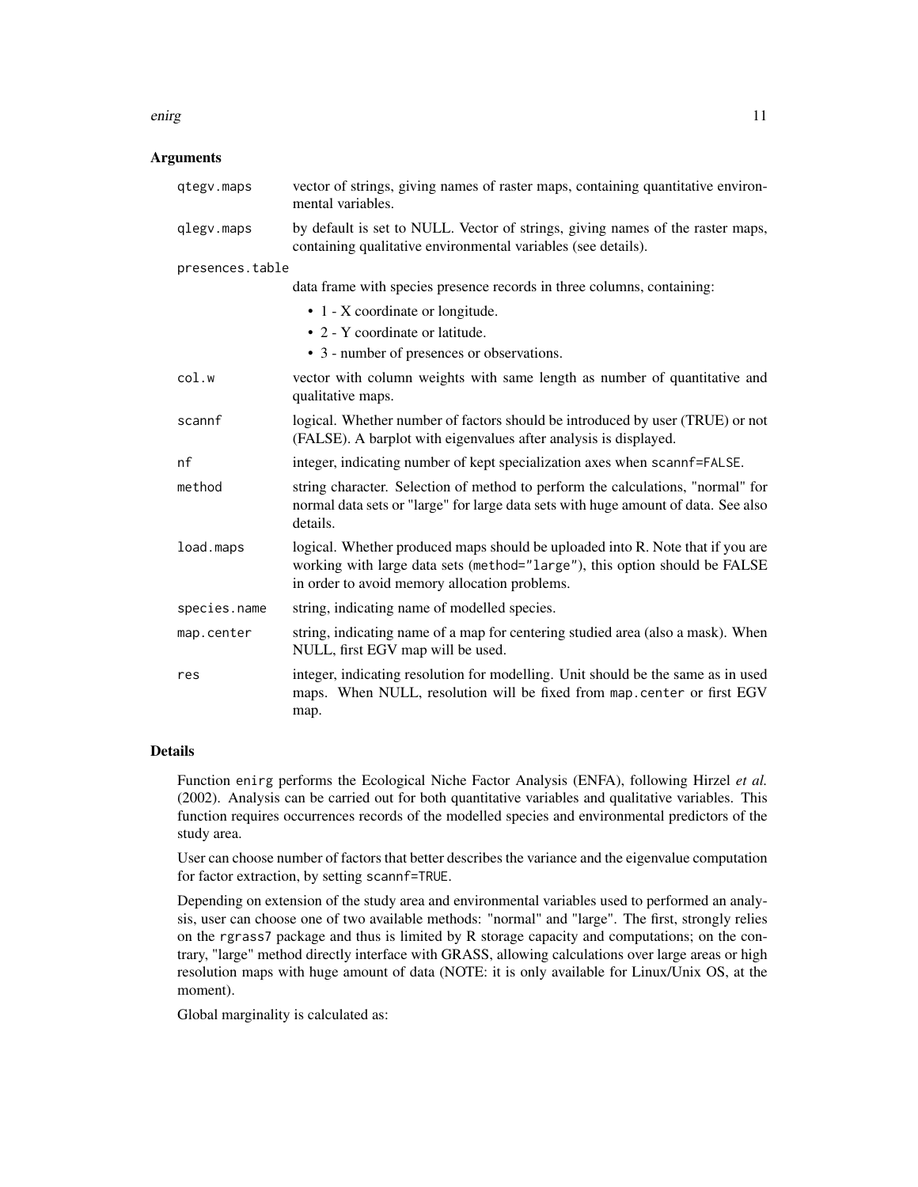## Arguments

| | |
|---|---|
| `qtegv.maps` | vector of strings, giving names of raster maps, containing quantitative environmental variables. |
| `qlegv.maps` | by default is set to NULL. Vector of strings, giving names of the raster maps, containing qualitative environmental variables (see details). |
| `presences.table` | data frame with species presence records in three columns, containing: <br>• 1 - X coordinate or longitude. <br>• 2 - Y coordinate or latitude. <br>• 3 - number of presences or observations. |
| `col.w` | vector with column weights with same length as number of quantitative and qualitative maps. |
| `scannf` | logical. Whether number of factors should be introduced by user (TRUE) or not (FALSE). A barplot with eigenvalues after analysis is displayed. |
| `nf` | integer, indicating number of kept specialization axes when `scannf=FALSE`. |
| `method` | string character. Selection of method to perform the calculations, "normal" for normal data sets or "large" for large data sets with huge amount of data. See also details. |
| `load.maps` | logical. Whether produced maps should be uploaded into R. Note that if you are working with large data sets (`method="large"`), this option should be FALSE in order to avoid memory allocation problems. |
| `species.name` | string, indicating name of modelled species. |
| `map.center` | string, indicating name of a map for centering studied area (also a mask). When NULL, first EGV map will be used. |
| `res` | integer, indicating resolution for modelling. Unit should be the same as in used maps. When NULL, resolution will be fixed from `map.center` or first EGV map. |

## Details

Function `enirg` performs the Ecological Niche Factor Analysis (ENFA), following Hirzel *et al.* (2002). Analysis can be carried out for both quantitative variables and qualitative variables. This function requires occurrences records of the modelled species and environmental predictors of the study area.

User can choose number of factors that better describes the variance and the eigenvalue computation for factor extraction, by setting `scannf=TRUE`.

Depending on extension of the study area and environmental variables used to performed an analysis, user can choose one of two available methods: "normal" and "large". The first, strongly relies on the `rgrass7` package and thus is limited by R storage capacity and computations; on the contrary, "large" method directly interface with GRASS, allowing calculations over large areas or high resolution maps with huge amount of data (NOTE: it is only available for Linux/Unix OS, at the moment).

Global marginality is calculated as: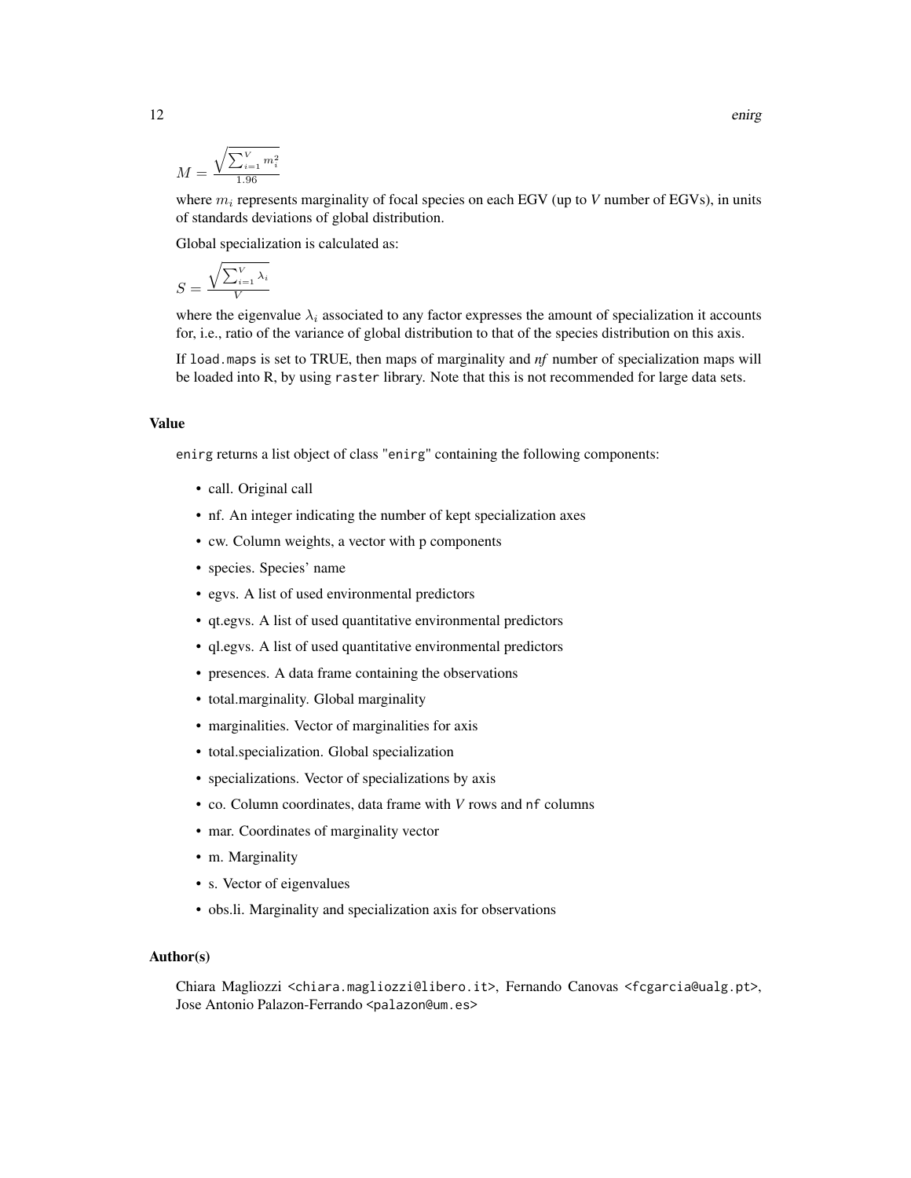$$M = \frac{\sqrt{\sum_{i=1}^{V} m_i^2}}{1.96}$$

where $m_i$ represents marginality of focal species on each EGV (up to *V* number of EGVs), in units of standards deviations of global distribution.

Global specialization is calculated as:

$$S = \frac{\sqrt{\sum_{i=1}^{V} \lambda_i}}{V}$$

where the eigenvalue $\lambda_i$ associated to any factor expresses the amount of specialization it accounts for, i.e., ratio of the variance of global distribution to that of the species distribution on this axis.

If `load.maps` is set to TRUE, then maps of marginality and *nf* number of specialization maps will be loaded into R, by using `raster` library. Note that this is not recommended for large data sets.

### Value

`enirg` returns a list object of class "`enirg`" containing the following components:

- call. Original call
- nf. An integer indicating the number of kept specialization axes
- cw. Column weights, a vector with p components
- species. Species' name
- egvs. A list of used environmental predictors
- qt.egvs. A list of used quantitative environmental predictors
- ql.egvs. A list of used quantitative environmental predictors
- presences. A data frame containing the observations
- total.marginality. Global marginality
- marginalities. Vector of marginalities for axis
- total.specialization. Global specialization
- specializations. Vector of specializations by axis
- co. Column coordinates, data frame with *V* rows and `nf` columns
- mar. Coordinates of marginality vector
- m. Marginality
- s. Vector of eigenvalues
- obs.li. Marginality and specialization axis for observations

### Author(s)

Chiara Magliozzi <chiara.magliozzi@libero.it>, Fernando Canovas <fcgarcia@ualg.pt>, Jose Antonio Palazon-Ferrando <palazon@um.es>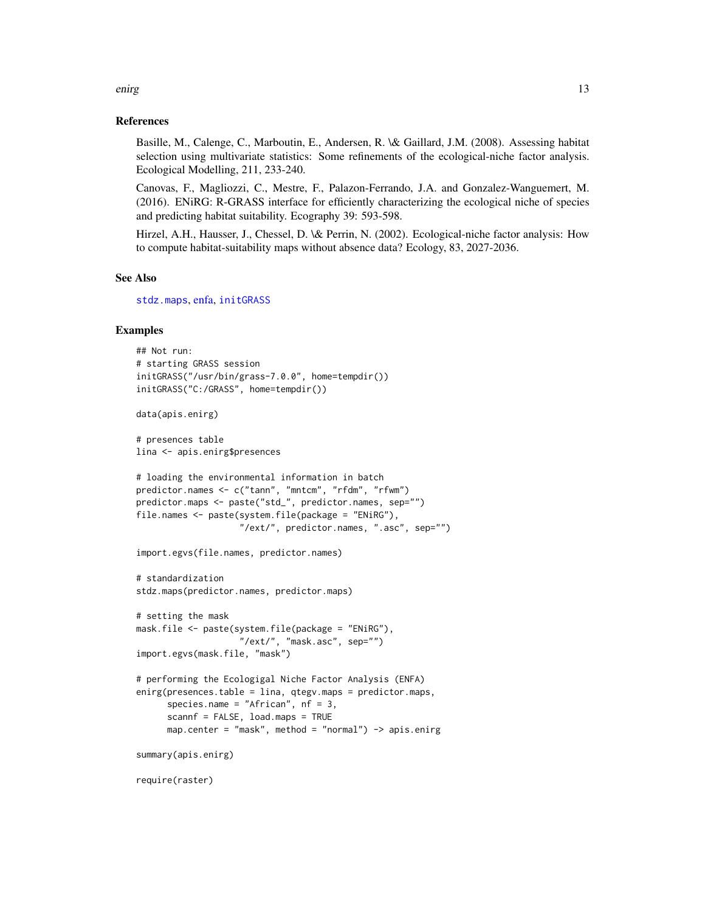## References

Basille, M., Calenge, C., Marboutin, E., Andersen, R. \& Gaillard, J.M. (2008). Assessing habitat selection using multivariate statistics: Some refinements of the ecological-niche factor analysis. Ecological Modelling, 211, 233-240.

Canovas, F., Magliozzi, C., Mestre, F., Palazon-Ferrando, J.A. and Gonzalez-Wanguemert, M. (2016). ENiRG: R-GRASS interface for efficiently characterizing the ecological niche of species and predicting habitat suitability. Ecography 39: 593-598.

Hirzel, A.H., Hausser, J., Chessel, D. \& Perrin, N. (2002). Ecological-niche factor analysis: How to compute habitat-suitability maps without absence data? Ecology, 83, 2027-2036.

## See Also

stdz.maps, enfa, initGRASS

## Examples

```
## Not run:
# starting GRASS session
initGRASS("/usr/bin/grass-7.0.0", home=tempdir())
initGRASS("C:/GRASS", home=tempdir())

data(apis.enirg)

# presences table
lina <- apis.enirg$presences

# loading the environmental information in batch
predictor.names <- c("tann", "mntcm", "rfdm", "rfwm")
predictor.maps <- paste("std_", predictor.names, sep="")
file.names <- paste(system.file(package = "ENiRG"),
                    "/ext/", predictor.names, ".asc", sep="")

import.egvs(file.names, predictor.names)

# standardization
stdz.maps(predictor.names, predictor.maps)

# setting the mask
mask.file <- paste(system.file(package = "ENiRG"),
                    "/ext/", "mask.asc", sep="")
import.egvs(mask.file, "mask")

# performing the Ecologigal Niche Factor Analysis (ENFA)
enirg(presences.table = lina, qtegv.maps = predictor.maps,
      species.name = "African", nf = 3,
      scannf = FALSE, load.maps = TRUE
      map.center = "mask", method = "normal") -> apis.enirg

summary(apis.enirg)

require(raster)
```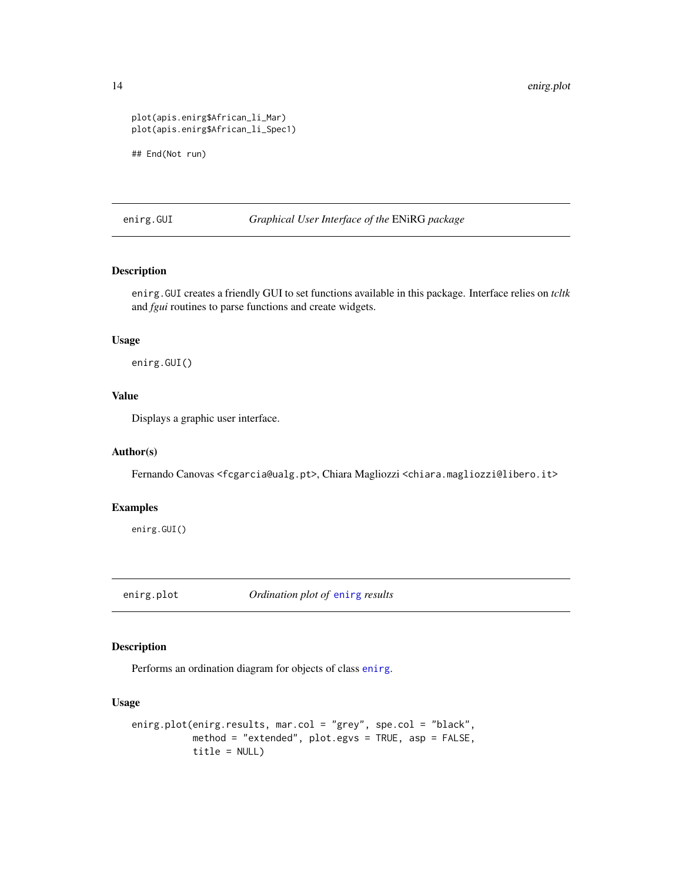```
plot(apis.enirg$African_li_Mar)
plot(apis.enirg$African_li_Spec1)

## End(Not run)
```

## enirg.GUI — *Graphical User Interface of the* ENiRG *package*

### Description

`enirg.GUI` creates a friendly GUI to set functions available in this package. Interface relies on *tcltk* and *fgui* routines to parse functions and create widgets.

### Usage

```
enirg.GUI()
```

### Value

Displays a graphic user interface.

### Author(s)

Fernando Canovas <fcgarcia@ualg.pt>, Chiara Magliozzi <chiara.magliozzi@libero.it>

### Examples

```
enirg.GUI()
```

## enirg.plot — *Ordination plot of* `enirg` *results*

### Description

Performs an ordination diagram for objects of class `enirg`.

### Usage

```
enirg.plot(enirg.results, mar.col = "grey", spe.col = "black",
           method = "extended", plot.egvs = TRUE, asp = FALSE,
           title = NULL)
```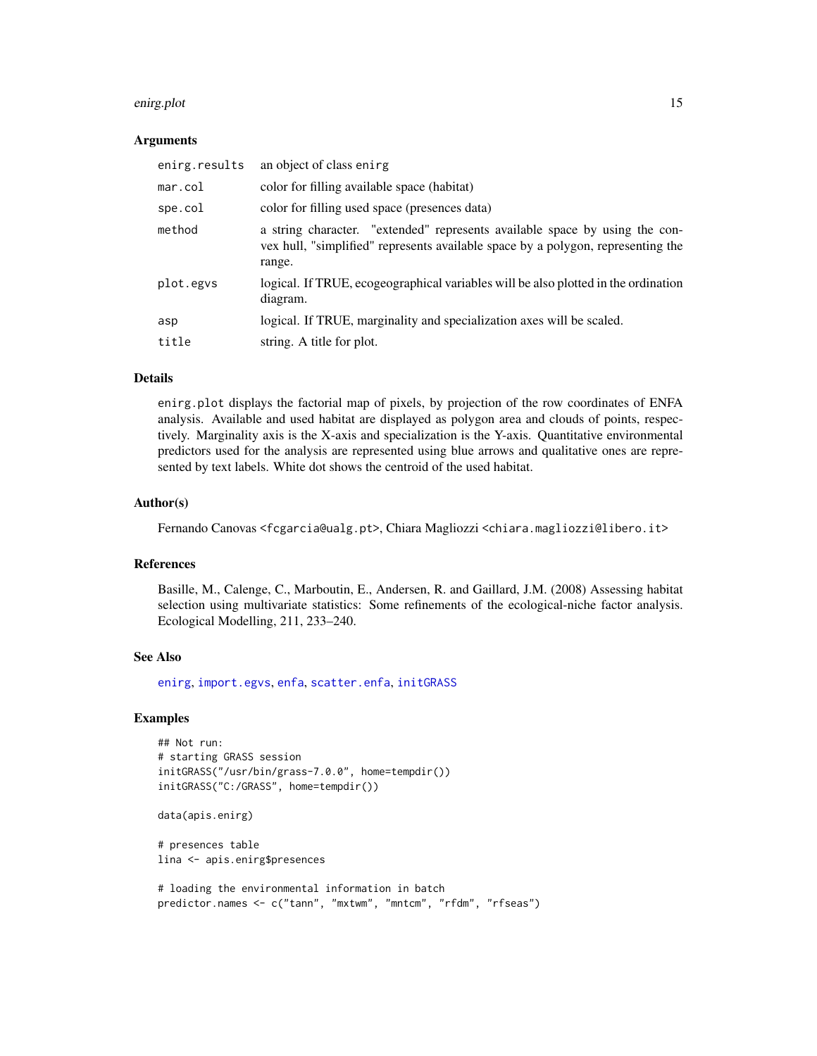### Arguments

| | |
|---|---|
| `enirg.results` | an object of class `enirg` |
| `mar.col` | color for filling available space (habitat) |
| `spe.col` | color for filling used space (presences data) |
| `method` | a string character. "extended" represents available space by using the convex hull, "simplified" represents available space by a polygon, representing the range. |
| `plot.egvs` | logical. If TRUE, ecogeographical variables will be also plotted in the ordination diagram. |
| `asp` | logical. If TRUE, marginality and specialization axes will be scaled. |
| `title` | string. A title for plot. |

### Details

`enirg.plot` displays the factorial map of pixels, by projection of the row coordinates of ENFA analysis. Available and used habitat are displayed as polygon area and clouds of points, respectively. Marginality axis is the X-axis and specialization is the Y-axis. Quantitative environmental predictors used for the analysis are represented using blue arrows and qualitative ones are represented by text labels. White dot shows the centroid of the used habitat.

### Author(s)

Fernando Canovas <fcgarcia@ualg.pt>, Chiara Magliozzi <chiara.magliozzi@libero.it>

### References

Basille, M., Calenge, C., Marboutin, E., Andersen, R. and Gaillard, J.M. (2008) Assessing habitat selection using multivariate statistics: Some refinements of the ecological-niche factor analysis. Ecological Modelling, 211, 233–240.

### See Also

`enirg`, `import.egvs`, `enfa`, `scatter.enfa`, `initGRASS`

### Examples

```
## Not run:
# starting GRASS session
initGRASS("/usr/bin/grass-7.0.0", home=tempdir())
initGRASS("C:/GRASS", home=tempdir())

data(apis.enirg)

# presences table
lina <- apis.enirg$presences

# loading the environmental information in batch
predictor.names <- c("tann", "mxtwm", "mntcm", "rfdm", "rfseas")
```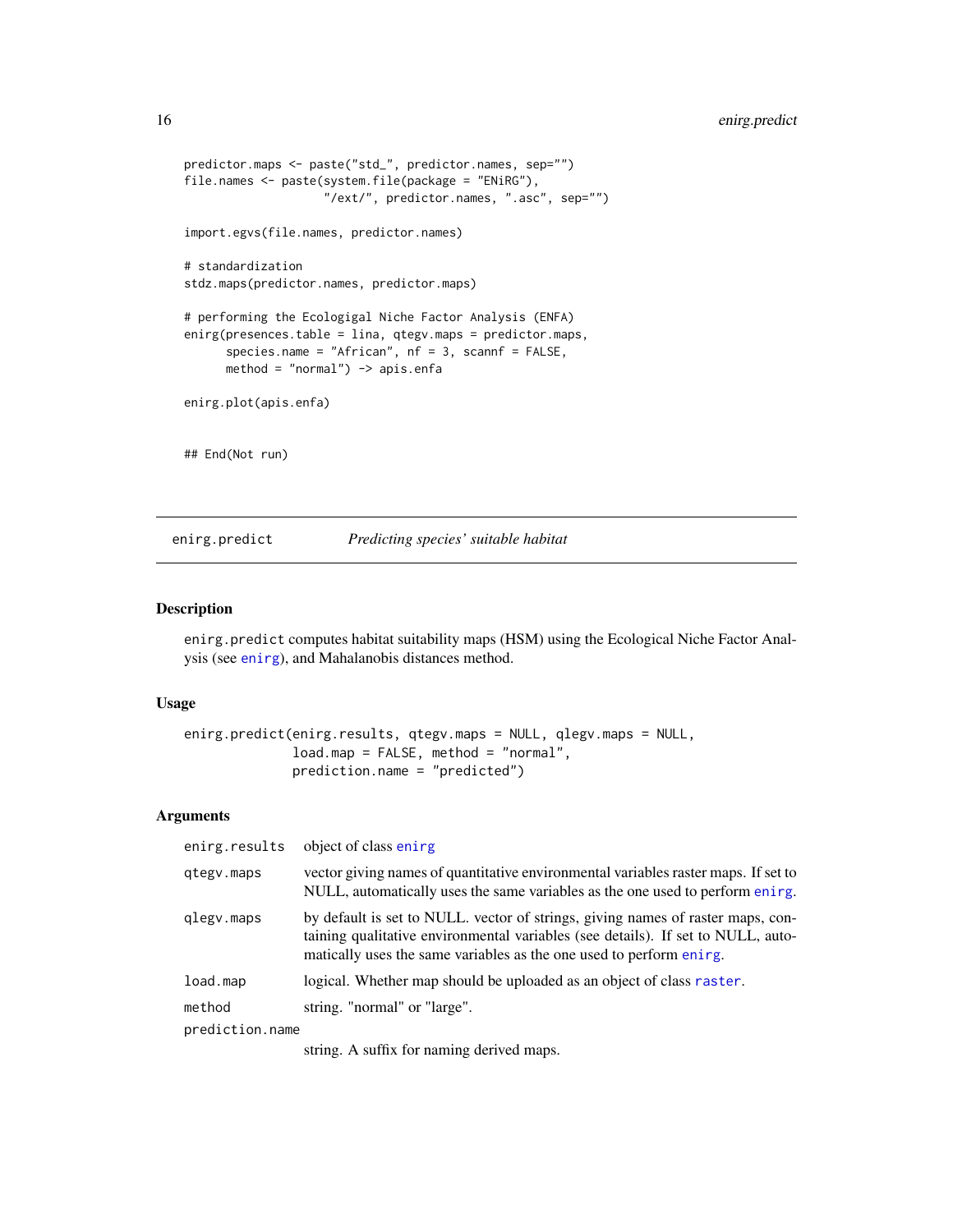```
predictor.maps <- paste("std_", predictor.names, sep="")
file.names <- paste(system.file(package = "ENiRG"),
                    "/ext/", predictor.names, ".asc", sep="")

import.egvs(file.names, predictor.names)

# standardization
stdz.maps(predictor.names, predictor.maps)

# performing the Ecologigal Niche Factor Analysis (ENFA)
enirg(presences.table = lina, qtegv.maps = predictor.maps,
      species.name = "African", nf = 3, scannf = FALSE,
      method = "normal") -> apis.enfa

enirg.plot(apis.enfa)


## End(Not run)
```

## enirg.predict — *Predicting species' suitable habitat*

### Description

enirg.predict computes habitat suitability maps (HSM) using the Ecological Niche Factor Analysis (see enirg), and Mahalanobis distances method.

### Usage

```
enirg.predict(enirg.results, qtegv.maps = NULL, qlegv.maps = NULL,
              load.map = FALSE, method = "normal",
              prediction.name = "predicted")
```

### Arguments

| | |
|---|---|
| enirg.results | object of class enirg |
| qtegv.maps | vector giving names of quantitative environmental variables raster maps. If set to NULL, automatically uses the same variables as the one used to perform enirg. |
| qlegv.maps | by default is set to NULL. vector of strings, giving names of raster maps, containing qualitative environmental variables (see details). If set to NULL, automatically uses the same variables as the one used to perform enirg. |
| load.map | logical. Whether map should be uploaded as an object of class raster. |
| method | string. "normal" or "large". |
| prediction.name | string. A suffix for naming derived maps. |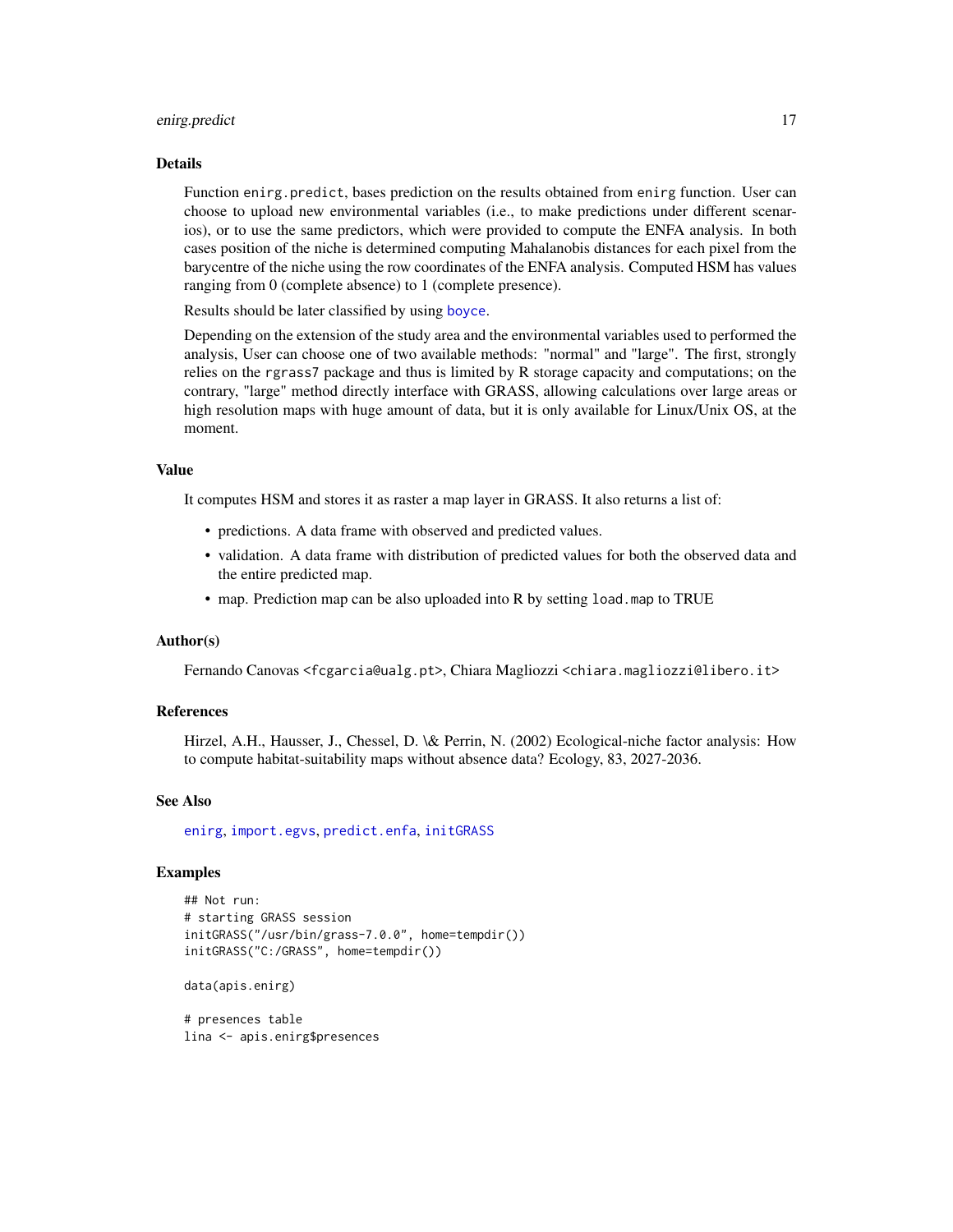### Details

Function `enirg.predict`, bases prediction on the results obtained from `enirg` function. User can choose to upload new environmental variables (i.e., to make predictions under different scenarios), or to use the same predictors, which were provided to compute the ENFA analysis. In both cases position of the niche is determined computing Mahalanobis distances for each pixel from the barycentre of the niche using the row coordinates of the ENFA analysis. Computed HSM has values ranging from 0 (complete absence) to 1 (complete presence).

Results should be later classified by using `boyce`.

Depending on the extension of the study area and the environmental variables used to performed the analysis, User can choose one of two available methods: "normal" and "large". The first, strongly relies on the `rgrass7` package and thus is limited by R storage capacity and computations; on the contrary, "large" method directly interface with GRASS, allowing calculations over large areas or high resolution maps with huge amount of data, but it is only available for Linux/Unix OS, at the moment.

### Value

It computes HSM and stores it as raster a map layer in GRASS. It also returns a list of:

- predictions. A data frame with observed and predicted values.
- validation. A data frame with distribution of predicted values for both the observed data and the entire predicted map.
- map. Prediction map can be also uploaded into R by setting `load.map` to TRUE

### Author(s)

Fernando Canovas <fcgarcia@ualg.pt>, Chiara Magliozzi <chiara.magliozzi@libero.it>

### References

Hirzel, A.H., Hausser, J., Chessel, D. \& Perrin, N. (2002) Ecological-niche factor analysis: How to compute habitat-suitability maps without absence data? Ecology, 83, 2027-2036.

### See Also

`enirg`, `import.egvs`, `predict.enfa`, `initGRASS`

### Examples

```
## Not run:
# starting GRASS session
initGRASS("/usr/bin/grass-7.0.0", home=tempdir())
initGRASS("C:/GRASS", home=tempdir())

data(apis.enirg)

# presences table
lina <- apis.enirg$presences
```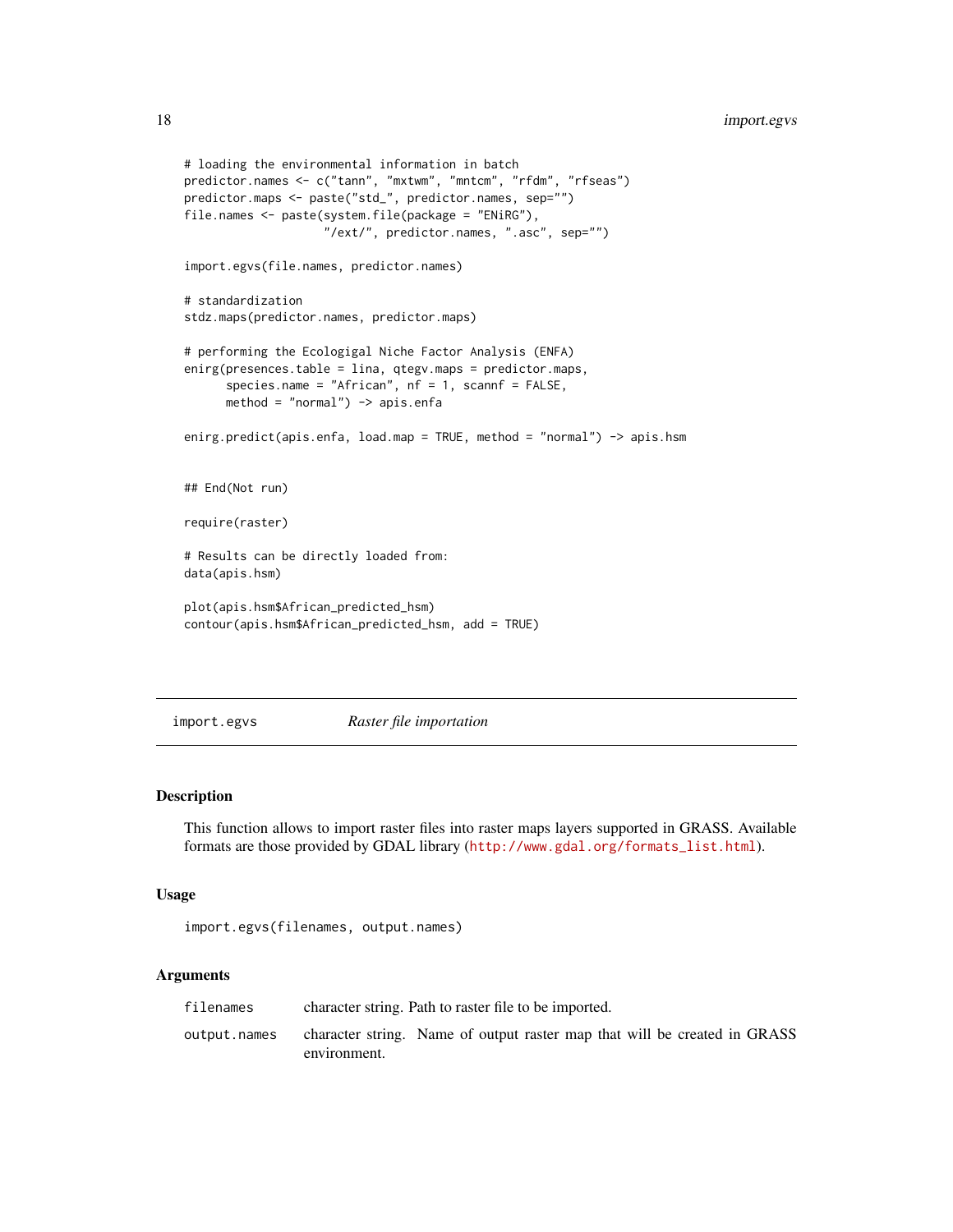```
# loading the environmental information in batch
predictor.names <- c("tann", "mxtwm", "mntcm", "rfdm", "rfseas")
predictor.maps <- paste("std_", predictor.names, sep="")
file.names <- paste(system.file(package = "ENiRG"),
                    "/ext/", predictor.names, ".asc", sep="")

import.egvs(file.names, predictor.names)

# standardization
stdz.maps(predictor.names, predictor.maps)

# performing the Ecologigal Niche Factor Analysis (ENFA)
enirg(presences.table = lina, qtegv.maps = predictor.maps,
      species.name = "African", nf = 1, scannf = FALSE,
      method = "normal") -> apis.enfa

enirg.predict(apis.enfa, load.map = TRUE, method = "normal") -> apis.hsm


## End(Not run)

require(raster)

# Results can be directly loaded from:
data(apis.hsm)

plot(apis.hsm$African_predicted_hsm)
contour(apis.hsm$African_predicted_hsm, add = TRUE)
```

---

`import.egvs` *Raster file importation*

---

## Description

This function allows to import raster files into raster maps layers supported in GRASS. Available formats are those provided by GDAL library (http://www.gdal.org/formats_list.html).

## Usage

```
import.egvs(filenames, output.names)
```

## Arguments

| | |
|---|---|
| `filenames` | character string. Path to raster file to be imported. |
| `output.names` | character string. Name of output raster map that will be created in GRASS environment. |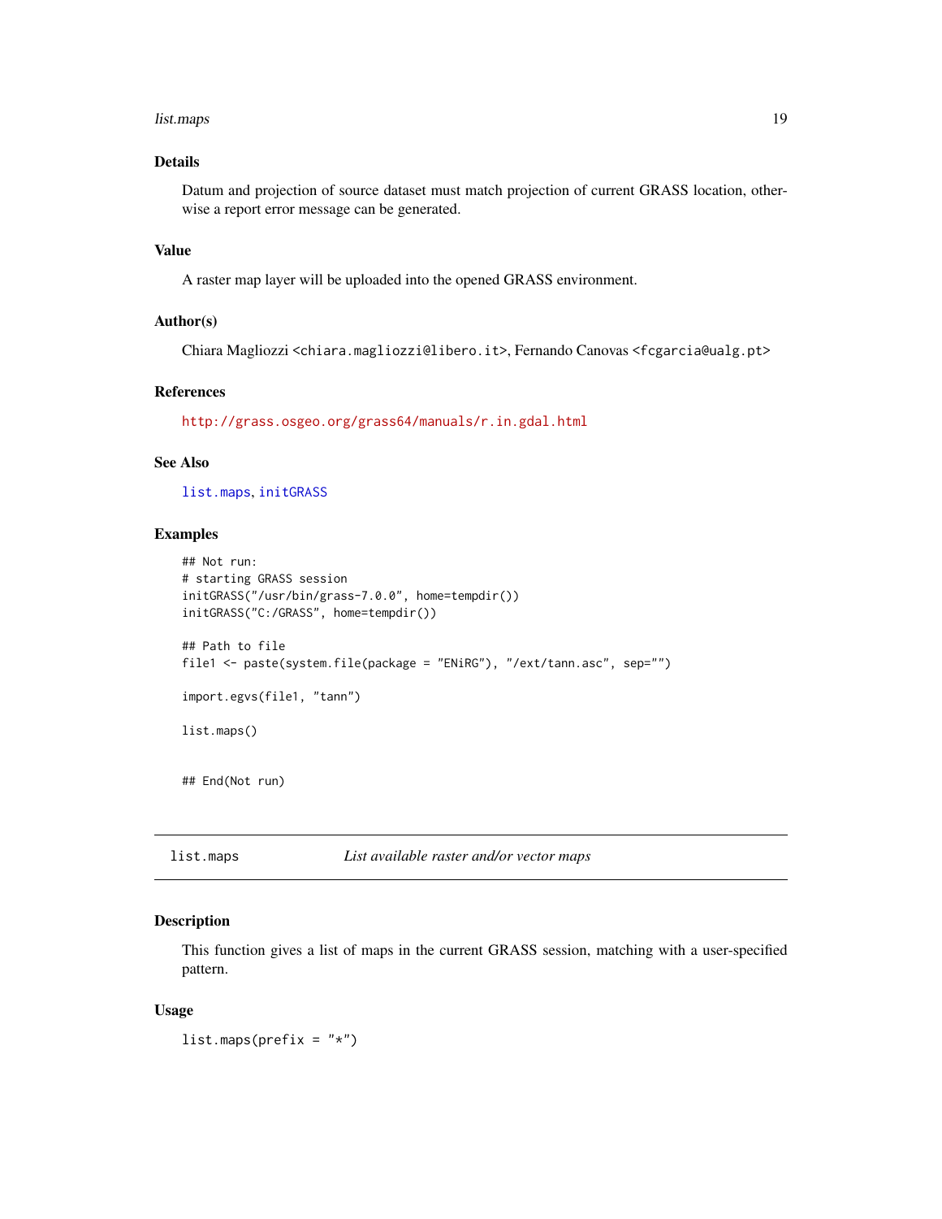## Details

Datum and projection of source dataset must match projection of current GRASS location, otherwise a report error message can be generated.

## Value

A raster map layer will be uploaded into the opened GRASS environment.

## Author(s)

Chiara Magliozzi <chiara.magliozzi@libero.it>, Fernando Canovas <fcgarcia@ualg.pt>

## References

http://grass.osgeo.org/grass64/manuals/r.in.gdal.html

## See Also

list.maps, initGRASS

## Examples

```
## Not run:
# starting GRASS session
initGRASS("/usr/bin/grass-7.0.0", home=tempdir())
initGRASS("C:/GRASS", home=tempdir())

## Path to file
file1 <- paste(system.file(package = "ENiRG"), "/ext/tann.asc", sep="")

import.egvs(file1, "tann")

list.maps()


## End(Not run)
```

---

# list.maps — *List available raster and/or vector maps*

## Description

This function gives a list of maps in the current GRASS session, matching with a user-specified pattern.

## Usage

```
list.maps(prefix = "*")
```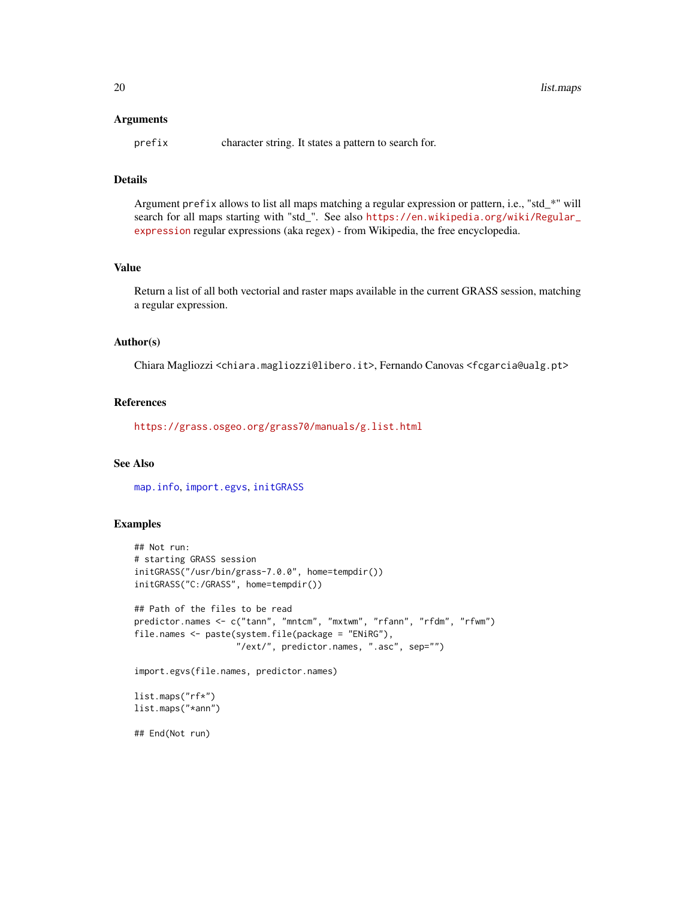### Arguments

prefix character string. It states a pattern to search for.

### Details

Argument `prefix` allows to list all maps matching a regular expression or pattern, i.e., "std_*" will search for all maps starting with "std_". See also https://en.wikipedia.org/wiki/Regular_expression regular expressions (aka regex) - from Wikipedia, the free encyclopedia.

### Value

Return a list of all both vectorial and raster maps available in the current GRASS session, matching a regular expression.

### Author(s)

Chiara Magliozzi <chiara.magliozzi@libero.it>, Fernando Canovas <fcgarcia@ualg.pt>

### References

https://grass.osgeo.org/grass70/manuals/g.list.html

### See Also

map.info, import.egvs, initGRASS

### Examples

```
## Not run:
# starting GRASS session
initGRASS("/usr/bin/grass-7.0.0", home=tempdir())
initGRASS("C:/GRASS", home=tempdir())

## Path of the files to be read
predictor.names <- c("tann", "mntcm", "mxtwm", "rfann", "rfdm", "rfwm")
file.names <- paste(system.file(package = "ENiRG"),
                    "/ext/", predictor.names, ".asc", sep="")

import.egvs(file.names, predictor.names)

list.maps("rf*")
list.maps("*ann")

## End(Not run)
```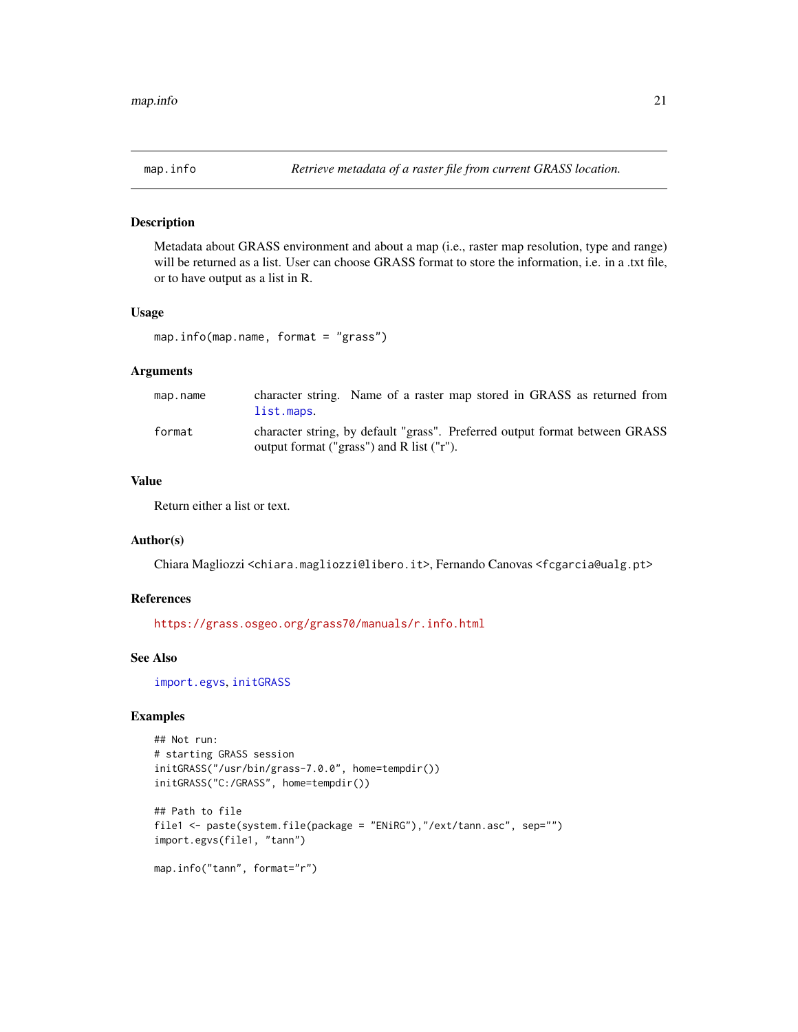## map.info — *Retrieve metadata of a raster file from current GRASS location.*

### Description

Metadata about GRASS environment and about a map (i.e., raster map resolution, type and range) will be returned as a list. User can choose GRASS format to store the information, i.e. in a .txt file, or to have output as a list in R.

### Usage

```
map.info(map.name, format = "grass")
```

### Arguments

| | |
|---|---|
| map.name | character string. Name of a raster map stored in GRASS as returned from list.maps. |
| format | character string, by default "grass". Preferred output format between GRASS output format ("grass") and R list ("r"). |

### Value

Return either a list or text.

### Author(s)

Chiara Magliozzi <chiara.magliozzi@libero.it>, Fernando Canovas <fcgarcia@ualg.pt>

### References

https://grass.osgeo.org/grass70/manuals/r.info.html

### See Also

import.egvs, initGRASS

### Examples

```
## Not run:
# starting GRASS session
initGRASS("/usr/bin/grass-7.0.0", home=tempdir())
initGRASS("C:/GRASS", home=tempdir())

## Path to file
file1 <- paste(system.file(package = "ENiRG"),"/ext/tann.asc", sep="")
import.egvs(file1, "tann")

map.info("tann", format="r")
```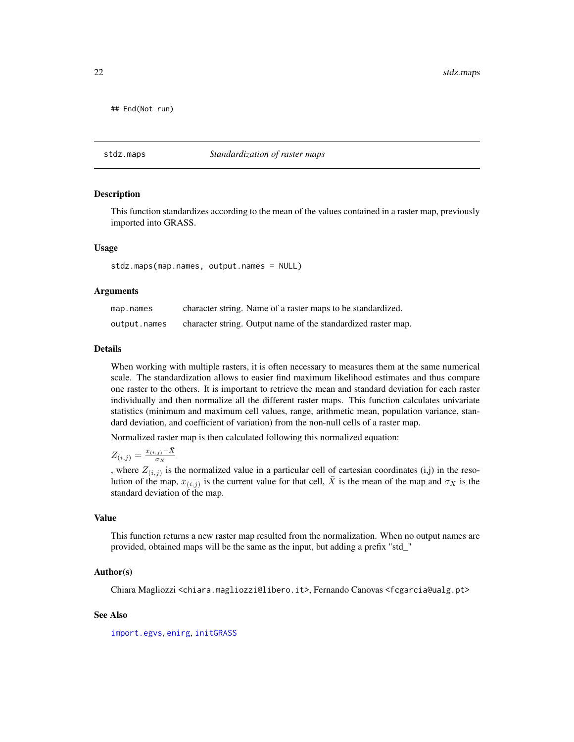```
## End(Not run)
```

---

## stdz.maps — *Standardization of raster maps*

### Description

This function standardizes according to the mean of the values contained in a raster map, previously imported into GRASS.

### Usage

```
stdz.maps(map.names, output.names = NULL)
```

### Arguments

| | |
|---|---|
| map.names | character string. Name of a raster maps to be standardized. |
| output.names | character string. Output name of the standardized raster map. |

### Details

When working with multiple rasters, it is often necessary to measures them at the same numerical scale. The standardization allows to easier find maximum likelihood estimates and thus compare one raster to the others. It is important to retrieve the mean and standard deviation for each raster individually and then normalize all the different raster maps. This function calculates univariate statistics (minimum and maximum cell values, range, arithmetic mean, population variance, standard deviation, and coefficient of variation) from the non-null cells of a raster map.

Normalized raster map is then calculated following this normalized equation:

$$Z_{(i,j)} = \frac{x_{(i,j)} - \bar{X}}{\sigma_X}$$

, where $Z_{(i,j)}$ is the normalized value in a particular cell of cartesian coordinates (i,j) in the resolution of the map, $x_{(i,j)}$ is the current value for that cell, $\bar{X}$ is the mean of the map and $\sigma_X$ is the standard deviation of the map.

### Value

This function returns a new raster map resulted from the normalization. When no output names are provided, obtained maps will be the same as the input, but adding a prefix "std_"

### Author(s)

Chiara Magliozzi <chiara.magliozzi@libero.it>, Fernando Canovas <fcgarcia@ualg.pt>

### See Also

import.egvs, enirg, initGRASS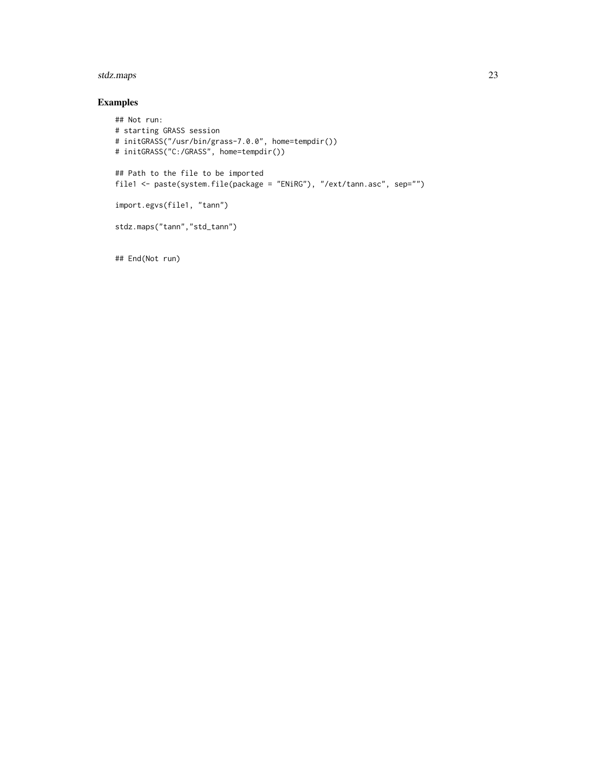## Examples

```
## Not run:
# starting GRASS session
# initGRASS("/usr/bin/grass-7.0.0", home=tempdir())
# initGRASS("C:/GRASS", home=tempdir())

## Path to the file to be imported
file1 <- paste(system.file(package = "ENiRG"), "/ext/tann.asc", sep="")

import.egvs(file1, "tann")

stdz.maps("tann","std_tann")


## End(Not run)
```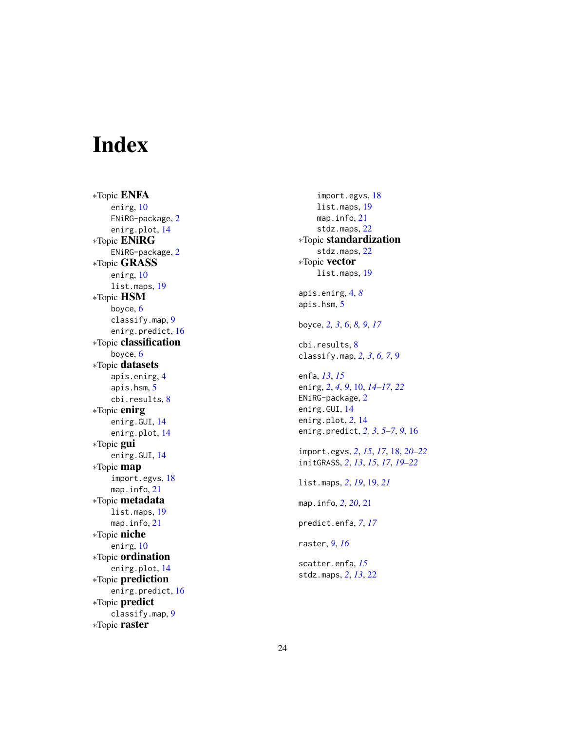# Index

∗Topic **ENFA**
- enirg, 10
- ENiRG-package, 2
- enirg.plot, 14

∗Topic **ENiRG**
- ENiRG-package, 2

∗Topic **GRASS**
- enirg, 10
- list.maps, 19

∗Topic **HSM**
- boyce, 6
- classify.map, 9
- enirg.predict, 16

∗Topic **classification**
- boyce, 6

∗Topic **datasets**
- apis.enirg, 4
- apis.hsm, 5
- cbi.results, 8

∗Topic **enirg**
- enirg.GUI, 14
- enirg.plot, 14

∗Topic **gui**
- enirg.GUI, 14

∗Topic **map**
- import.egvs, 18
- map.info, 21

∗Topic **metadata**
- list.maps, 19
- map.info, 21

∗Topic **niche**
- enirg, 10

∗Topic **ordination**
- enirg.plot, 14

∗Topic **prediction**
- enirg.predict, 16

∗Topic **predict**
- classify.map, 9

∗Topic **raster**
- import.egvs, 18
- list.maps, 19
- map.info, 21
- stdz.maps, 22

∗Topic **standardization**
- stdz.maps, 22

∗Topic **vector**
- list.maps, 19

apis.enirg, 4, *8*
apis.hsm, 5

boyce, *2, 3*, 6, *8, 9*, *17*

cbi.results, 8
classify.map, *2, 3*, *6, 7*, 9

enfa, *13*, *15*
enirg, *2*, *4*, *9*, 10, *14–17*, *22*
ENiRG-package, 2
enirg.GUI, 14
enirg.plot, *2*, 14
enirg.predict, *2, 3*, *5–7*, *9*, 16

import.egvs, *2*, *15*, *17*, 18, *20–22*
initGRASS, *2*, *13*, *15*, *17*, *19–22*

list.maps, *2*, *19*, 19, *21*

map.info, *2*, *20*, 21

predict.enfa, *7*, *17*

raster, *9*, *16*

scatter.enfa, *15*
stdz.maps, *2*, *13*, 22